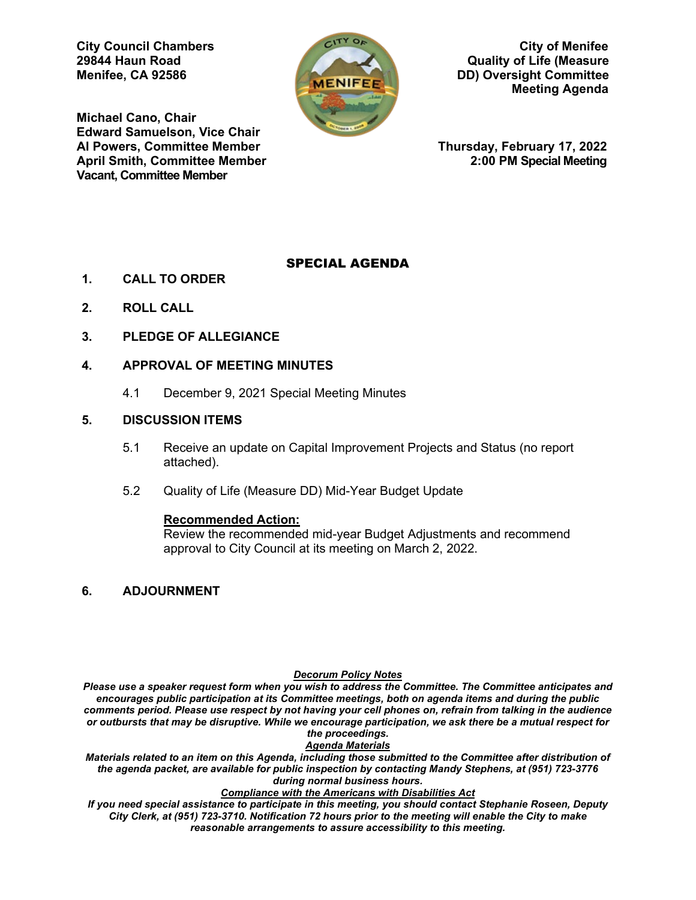**City Council Chambers**
**29844 Haun Road**
**Menifee, CA 92586**

**City of Menifee**
**Quality of Life (Measure DD) Oversight Committee**
**Meeting Agenda**

**Michael Cano, Chair**
**Edward Samuelson, Vice Chair**
**Al Powers, Committee Member**
**April Smith, Committee Member**
**Vacant, Committee Member**

**Thursday, February 17, 2022**
**2:00 PM Special Meeting**

# SPECIAL AGENDA

**1. CALL TO ORDER**

**2. ROLL CALL**

**3. PLEDGE OF ALLEGIANCE**

**4. APPROVAL OF MEETING MINUTES**

4.1 December 9, 2021 Special Meeting Minutes

**5. DISCUSSION ITEMS**

5.1 Receive an update on Capital Improvement Projects and Status (no report attached).

5.2 Quality of Life (Measure DD) Mid-Year Budget Update

**Recommended Action:**
Review the recommended mid-year Budget Adjustments and recommend approval to City Council at its meeting on March 2, 2022.

**6. ADJOURNMENT**

***Decorum Policy Notes***
***Please use a speaker request form when you wish to address the Committee. The Committee anticipates and encourages public participation at its Committee meetings, both on agenda items and during the public comments period. Please use respect by not having your cell phones on, refrain from talking in the audience or outbursts that may be disruptive. While we encourage participation, we ask there be a mutual respect for the proceedings.***

***Agenda Materials***
***Materials related to an item on this Agenda, including those submitted to the Committee after distribution of the agenda packet, are available for public inspection by contacting Mandy Stephens, at (951) 723-3776 during normal business hours.***

***Compliance with the Americans with Disabilities Act***
***If you need special assistance to participate in this meeting, you should contact Stephanie Roseen, Deputy City Clerk, at (951) 723-3710. Notification 72 hours prior to the meeting will enable the City to make reasonable arrangements to assure accessibility to this meeting.***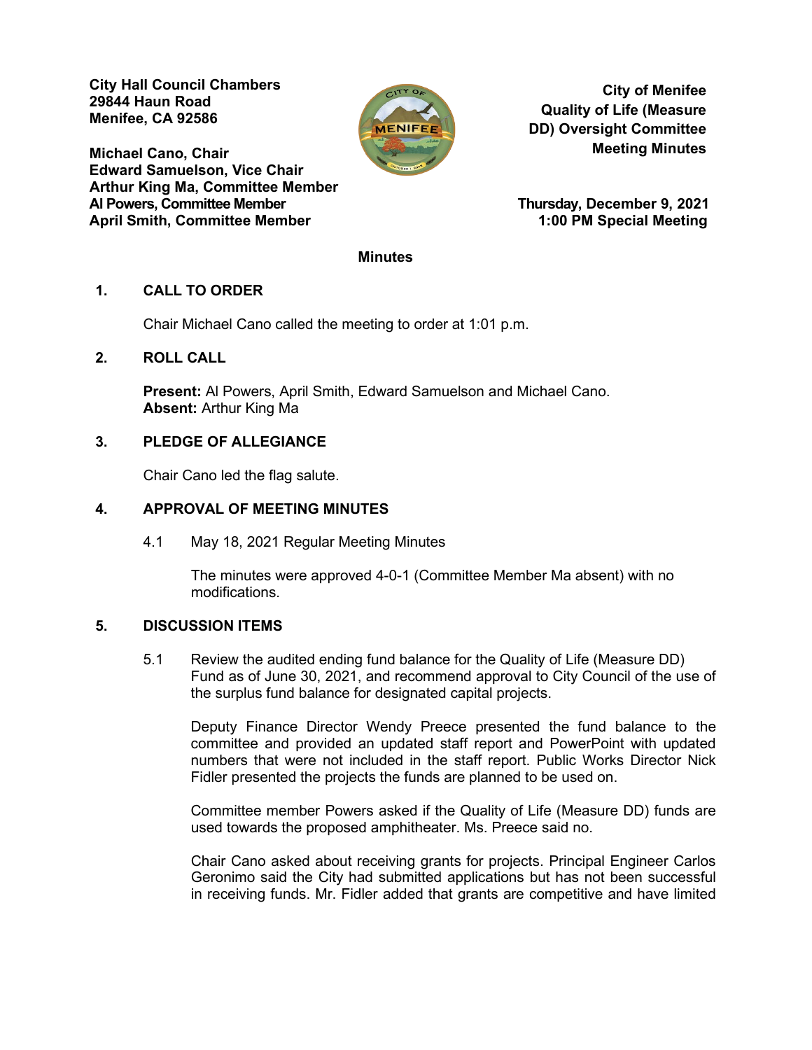City Hall Council Chambers
29844 Haun Road
Menifee, CA 92586

Michael Cano, Chair
Edward Samuelson, Vice Chair
Arthur King Ma, Committee Member
Al Powers, Committee Member
April Smith, Committee Member

**City of Menifee**
**Quality of Life (Measure DD) Oversight Committee**
**Meeting Minutes**

**Thursday, December 9, 2021**
**1:00 PM Special Meeting**

## Minutes

## 1. CALL TO ORDER

Chair Michael Cano called the meeting to order at 1:01 p.m.

## 2. ROLL CALL

**Present:** Al Powers, April Smith, Edward Samuelson and Michael Cano.
**Absent:** Arthur King Ma

## 3. PLEDGE OF ALLEGIANCE

Chair Cano led the flag salute.

## 4. APPROVAL OF MEETING MINUTES

4.1 May 18, 2021 Regular Meeting Minutes

The minutes were approved 4-0-1 (Committee Member Ma absent) with no modifications.

## 5. DISCUSSION ITEMS

5.1 Review the audited ending fund balance for the Quality of Life (Measure DD) Fund as of June 30, 2021, and recommend approval to City Council of the use of the surplus fund balance for designated capital projects.

Deputy Finance Director Wendy Preece presented the fund balance to the committee and provided an updated staff report and PowerPoint with updated numbers that were not included in the staff report. Public Works Director Nick Fidler presented the projects the funds are planned to be used on.

Committee member Powers asked if the Quality of Life (Measure DD) funds are used towards the proposed amphitheater. Ms. Preece said no.

Chair Cano asked about receiving grants for projects. Principal Engineer Carlos Geronimo said the City had submitted applications but has not been successful in receiving funds. Mr. Fidler added that grants are competitive and have limited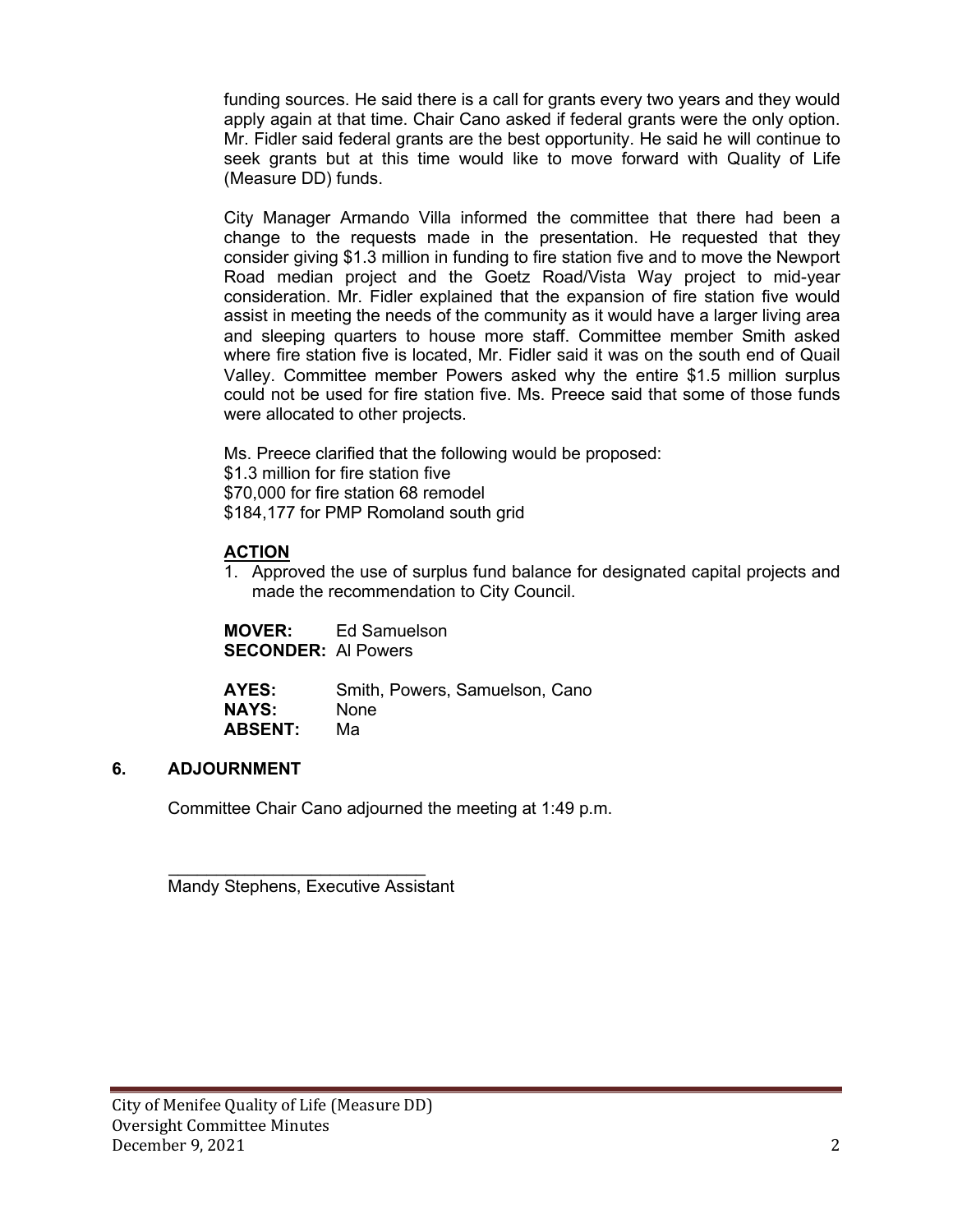funding sources. He said there is a call for grants every two years and they would apply again at that time. Chair Cano asked if federal grants were the only option. Mr. Fidler said federal grants are the best opportunity. He said he will continue to seek grants but at this time would like to move forward with Quality of Life (Measure DD) funds.

City Manager Armando Villa informed the committee that there had been a change to the requests made in the presentation. He requested that they consider giving $1.3 million in funding to fire station five and to move the Newport Road median project and the Goetz Road/Vista Way project to mid-year consideration. Mr. Fidler explained that the expansion of fire station five would assist in meeting the needs of the community as it would have a larger living area and sleeping quarters to house more staff. Committee member Smith asked where fire station five is located, Mr. Fidler said it was on the south end of Quail Valley. Committee member Powers asked why the entire $1.5 million surplus could not be used for fire station five. Ms. Preece said that some of those funds were allocated to other projects.

Ms. Preece clarified that the following would be proposed:
$1.3 million for fire station five
$70,000 for fire station 68 remodel
$184,177 for PMP Romoland south grid

**ACTION**

1. Approved the use of surplus fund balance for designated capital projects and made the recommendation to City Council.

**MOVER:** Ed Samuelson
**SECONDER:** Al Powers

**AYES:** Smith, Powers, Samuelson, Cano
**NAYS:** None
**ABSENT:** Ma

## 6. ADJOURNMENT

Committee Chair Cano adjourned the meeting at 1:49 p.m.

\_\_\_\_\_\_\_\_\_\_\_\_\_\_\_\_\_\_\_\_\_\_\_\_\_\_\_\_
Mandy Stephens, Executive Assistant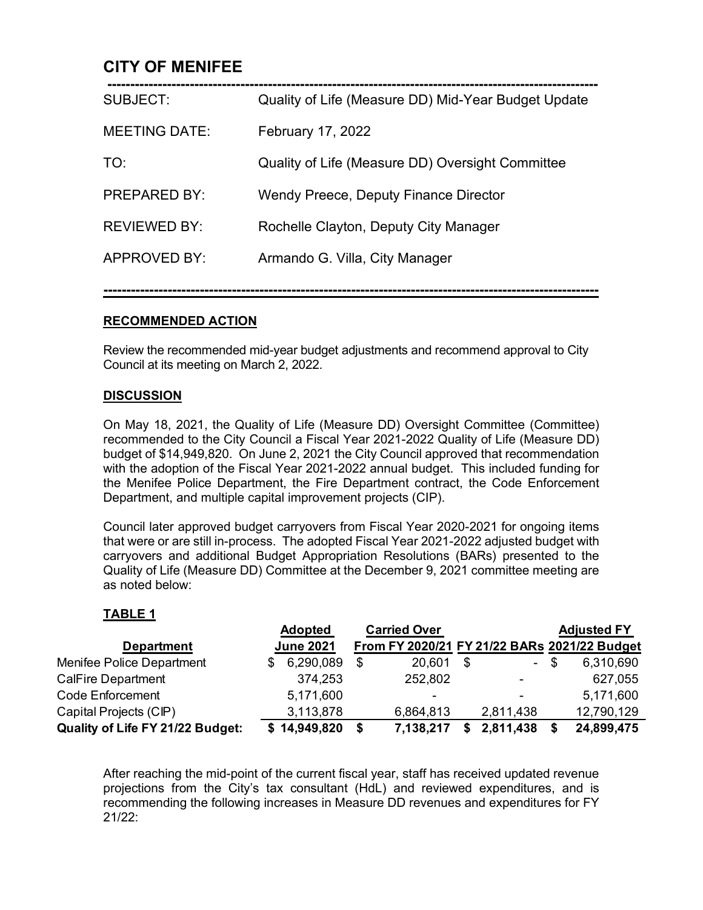# CITY OF MENIFEE

| | |
|---|---|
| SUBJECT: | Quality of Life (Measure DD) Mid-Year Budget Update |
| MEETING DATE: | February 17, 2022 |
| TO: | Quality of Life (Measure DD) Oversight Committee |
| PREPARED BY: | Wendy Preece, Deputy Finance Director |
| REVIEWED BY: | Rochelle Clayton, Deputy City Manager |
| APPROVED BY: | Armando G. Villa, City Manager |

## RECOMMENDED ACTION

Review the recommended mid-year budget adjustments and recommend approval to City Council at its meeting on March 2, 2022.

## DISCUSSION

On May 18, 2021, the Quality of Life (Measure DD) Oversight Committee (Committee) recommended to the City Council a Fiscal Year 2021-2022 Quality of Life (Measure DD) budget of $14,949,820. On June 2, 2021 the City Council approved that recommendation with the adoption of the Fiscal Year 2021-2022 annual budget. This included funding for the Menifee Police Department, the Fire Department contract, the Code Enforcement Department, and multiple capital improvement projects (CIP).

Council later approved budget carryovers from Fiscal Year 2020-2021 for ongoing items that were or are still in-process. The adopted Fiscal Year 2021-2022 adjusted budget with carryovers and additional Budget Appropriation Resolutions (BARs) presented to the Quality of Life (Measure DD) Committee at the December 9, 2021 committee meeting are as noted below:

**TABLE 1**

| Department | Adopted June 2021 | Carried Over From FY 2020/21 | FY 21/22 BARs | Adjusted FY 2021/22 Budget |
|---|---|---|---|---|
| Menifee Police Department | $ 6,290,089 | $ 20,601 | $ - | $ 6,310,690 |
| CalFire Department | 374,253 | 252,802 | - | 627,055 |
| Code Enforcement | 5,171,600 | - | - | 5,171,600 |
| Capital Projects (CIP) | 3,113,878 | 6,864,813 | 2,811,438 | 12,790,129 |
| **Quality of Life FY 21/22 Budget:** | **$ 14,949,820** | **$ 7,138,217** | **$ 2,811,438** | **$ 24,899,475** |

After reaching the mid-point of the current fiscal year, staff has received updated revenue projections from the City's tax consultant (HdL) and reviewed expenditures, and is recommending the following increases in Measure DD revenues and expenditures for FY 21/22: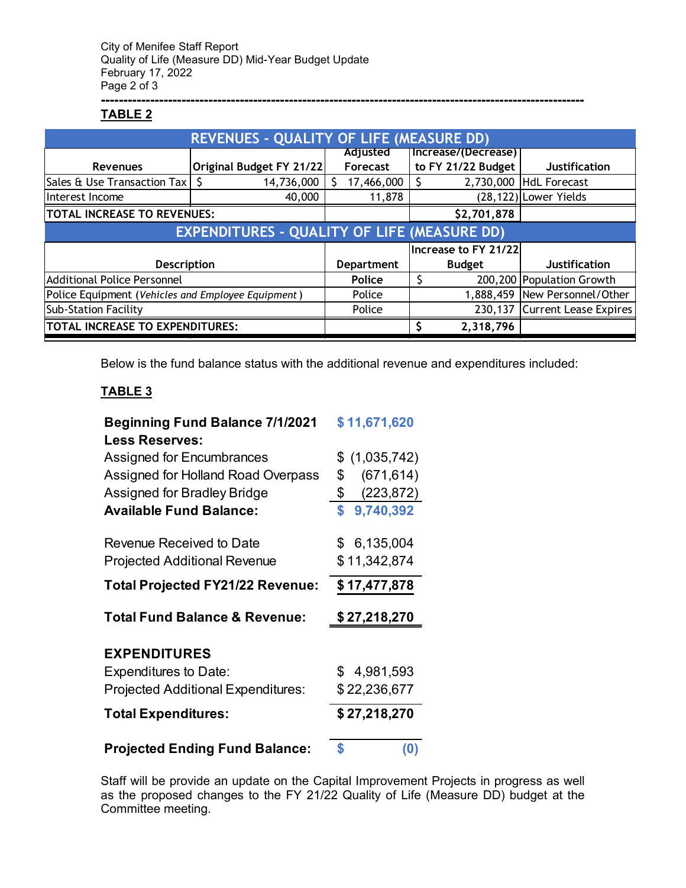**TABLE 2**

| REVENUES - QUALITY OF LIFE (MEASURE DD) | | | | |
|---|---|---|---|---|
| Revenues | Original Budget FY 21/22 | Adjusted Forecast | Increase/(Decrease) to FY 21/22 Budget | Justification |
| Sales & Use Transaction Tax | $ 14,736,000 | $ 17,466,000 | $ 2,730,000 | HdL Forecast |
| Interest Income | 40,000 | 11,878 | (28,122) | Lower Yields |
| TOTAL INCREASE TO REVENUES: | | | $2,701,878 | |

| EXPENDITURES - QUALITY OF LIFE (MEASURE DD) | | | |
|---|---|---|---|
| Description | Department | Increase to FY 21/22 Budget | Justification |
| Additional Police Personnel | Police | $ 200,200 | Population Growth |
| Police Equipment (*Vehicles and Employee Equipment*) | Police | 1,888,459 | New Personnel/Other |
| Sub-Station Facility | Police | 230,137 | Current Lease Expires |
| TOTAL INCREASE TO EXPENDITURES: | | $ 2,318,796 | |

Below is the fund balance status with the additional revenue and expenditures included:

**TABLE 3**

| | |
|---|---|
| **Beginning Fund Balance 7/1/2021** | **$ 11,671,620** |
| **Less Reserves:** | |
| Assigned for Encumbrances | $ (1,035,742) |
| Assigned for Holland Road Overpass | $ (671,614) |
| Assigned for Bradley Bridge | $ (223,872) |
| **Available Fund Balance:** | **$ 9,740,392** |
| Revenue Received to Date | $ 6,135,004 |
| Projected Additional Revenue | $ 11,342,874 |
| **Total Projected FY21/22 Revenue:** | **$ 17,477,878** |
| **Total Fund Balance & Revenue:** | **$ 27,218,270** |
| **EXPENDITURES** | |
| Expenditures to Date: | $ 4,981,593 |
| Projected Additional Expenditures: | $ 22,236,677 |
| **Total Expenditures:** | **$ 27,218,270** |
| **Projected Ending Fund Balance:** | **$ (0)** |

Staff will be provide an update on the Capital Improvement Projects in progress as well as the proposed changes to the FY 21/22 Quality of Life (Measure DD) budget at the Committee meeting.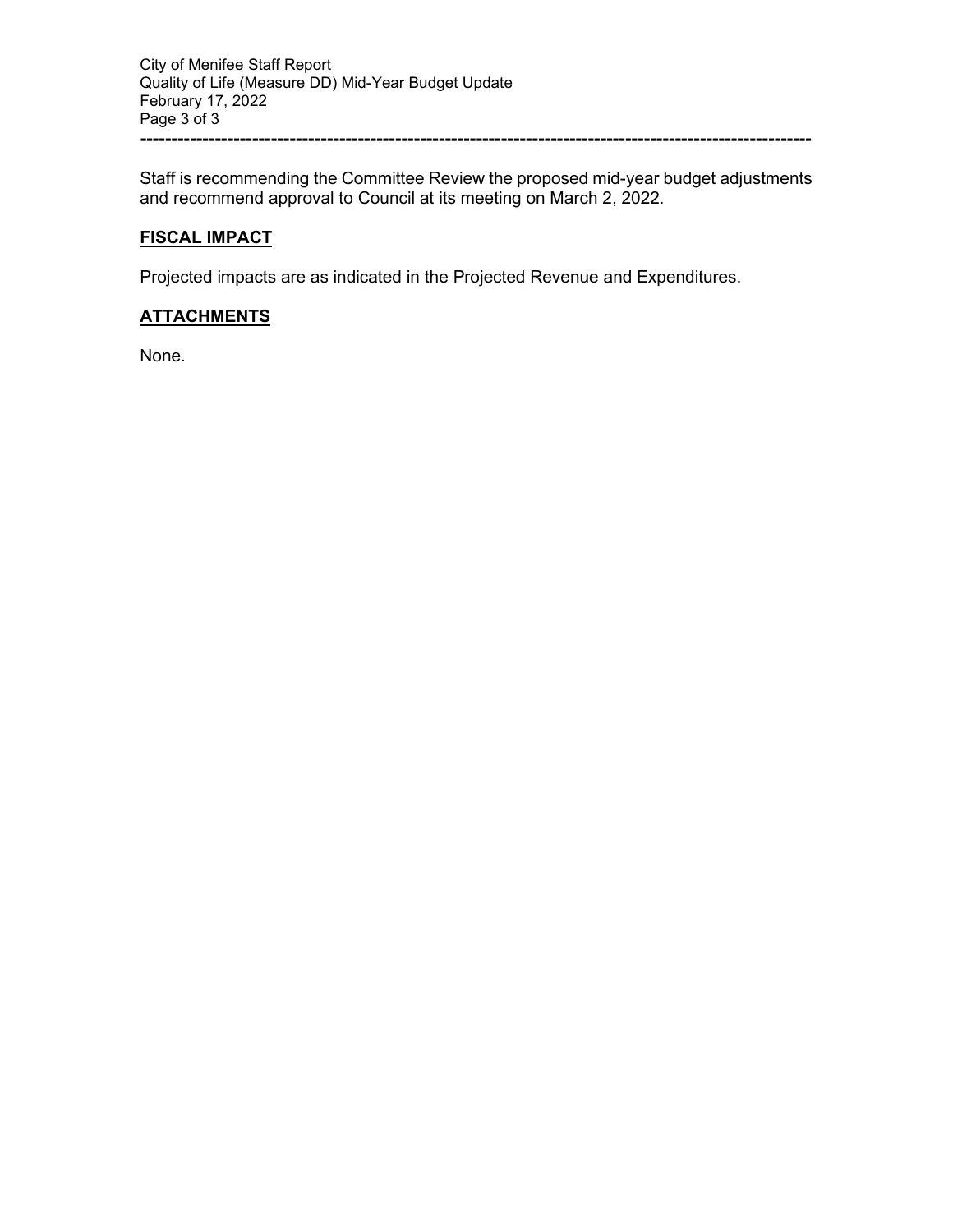Staff is recommending the Committee Review the proposed mid-year budget adjustments and recommend approval to Council at its meeting on March 2, 2022.

## FISCAL IMPACT

Projected impacts are as indicated in the Projected Revenue and Expenditures.

## ATTACHMENTS

None.